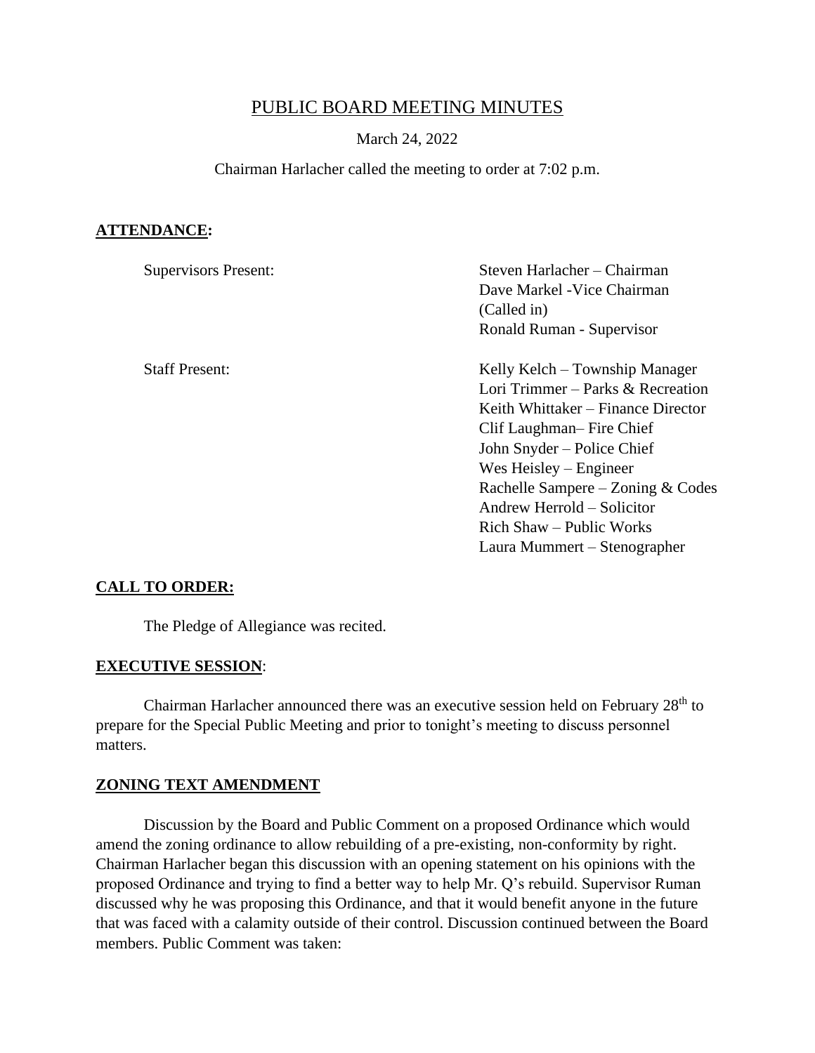# PUBLIC BOARD MEETING MINUTES

March 24, 2022

Chairman Harlacher called the meeting to order at 7:02 p.m.

## **ATTENDANCE:**

| | |
|---|---|
| Supervisors Present: | Steven Harlacher – Chairman<br>Dave Markel -Vice Chairman (Called in)<br>Ronald Ruman - Supervisor |
| Staff Present: | Kelly Kelch – Township Manager<br>Lori Trimmer – Parks & Recreation<br>Keith Whittaker – Finance Director<br>Clif Laughman– Fire Chief<br>John Snyder – Police Chief<br>Wes Heisley – Engineer<br>Rachelle Sampere – Zoning & Codes<br>Andrew Herrold – Solicitor<br>Rich Shaw – Public Works<br>Laura Mummert – Stenographer |

## **CALL TO ORDER:**

The Pledge of Allegiance was recited.

## **EXECUTIVE SESSION**:

Chairman Harlacher announced there was an executive session held on February 28th to prepare for the Special Public Meeting and prior to tonight's meeting to discuss personnel matters.

## **ZONING TEXT AMENDMENT**

Discussion by the Board and Public Comment on a proposed Ordinance which would amend the zoning ordinance to allow rebuilding of a pre-existing, non-conformity by right. Chairman Harlacher began this discussion with an opening statement on his opinions with the proposed Ordinance and trying to find a better way to help Mr. Q's rebuild. Supervisor Ruman discussed why he was proposing this Ordinance, and that it would benefit anyone in the future that was faced with a calamity outside of their control. Discussion continued between the Board members. Public Comment was taken: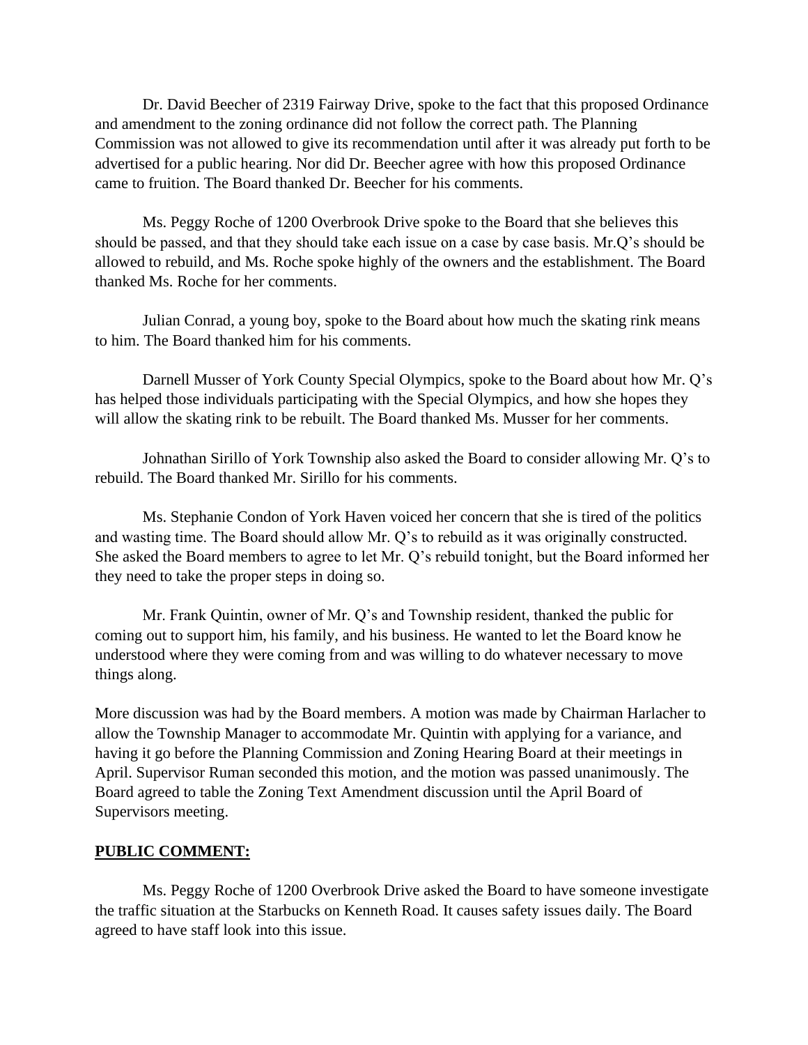Dr. David Beecher of 2319 Fairway Drive, spoke to the fact that this proposed Ordinance and amendment to the zoning ordinance did not follow the correct path. The Planning Commission was not allowed to give its recommendation until after it was already put forth to be advertised for a public hearing. Nor did Dr. Beecher agree with how this proposed Ordinance came to fruition. The Board thanked Dr. Beecher for his comments.

Ms. Peggy Roche of 1200 Overbrook Drive spoke to the Board that she believes this should be passed, and that they should take each issue on a case by case basis. Mr.Q's should be allowed to rebuild, and Ms. Roche spoke highly of the owners and the establishment. The Board thanked Ms. Roche for her comments.

Julian Conrad, a young boy, spoke to the Board about how much the skating rink means to him. The Board thanked him for his comments.

Darnell Musser of York County Special Olympics, spoke to the Board about how Mr. Q's has helped those individuals participating with the Special Olympics, and how she hopes they will allow the skating rink to be rebuilt. The Board thanked Ms. Musser for her comments.

Johnathan Sirillo of York Township also asked the Board to consider allowing Mr. Q's to rebuild. The Board thanked Mr. Sirillo for his comments.

Ms. Stephanie Condon of York Haven voiced her concern that she is tired of the politics and wasting time. The Board should allow Mr. Q's to rebuild as it was originally constructed. She asked the Board members to agree to let Mr. Q's rebuild tonight, but the Board informed her they need to take the proper steps in doing so.

Mr. Frank Quintin, owner of Mr. Q's and Township resident, thanked the public for coming out to support him, his family, and his business. He wanted to let the Board know he understood where they were coming from and was willing to do whatever necessary to move things along.

More discussion was had by the Board members. A motion was made by Chairman Harlacher to allow the Township Manager to accommodate Mr. Quintin with applying for a variance, and having it go before the Planning Commission and Zoning Hearing Board at their meetings in April. Supervisor Ruman seconded this motion, and the motion was passed unanimously. The Board agreed to table the Zoning Text Amendment discussion until the April Board of Supervisors meeting.

**PUBLIC COMMENT:**

Ms. Peggy Roche of 1200 Overbrook Drive asked the Board to have someone investigate the traffic situation at the Starbucks on Kenneth Road. It causes safety issues daily. The Board agreed to have staff look into this issue.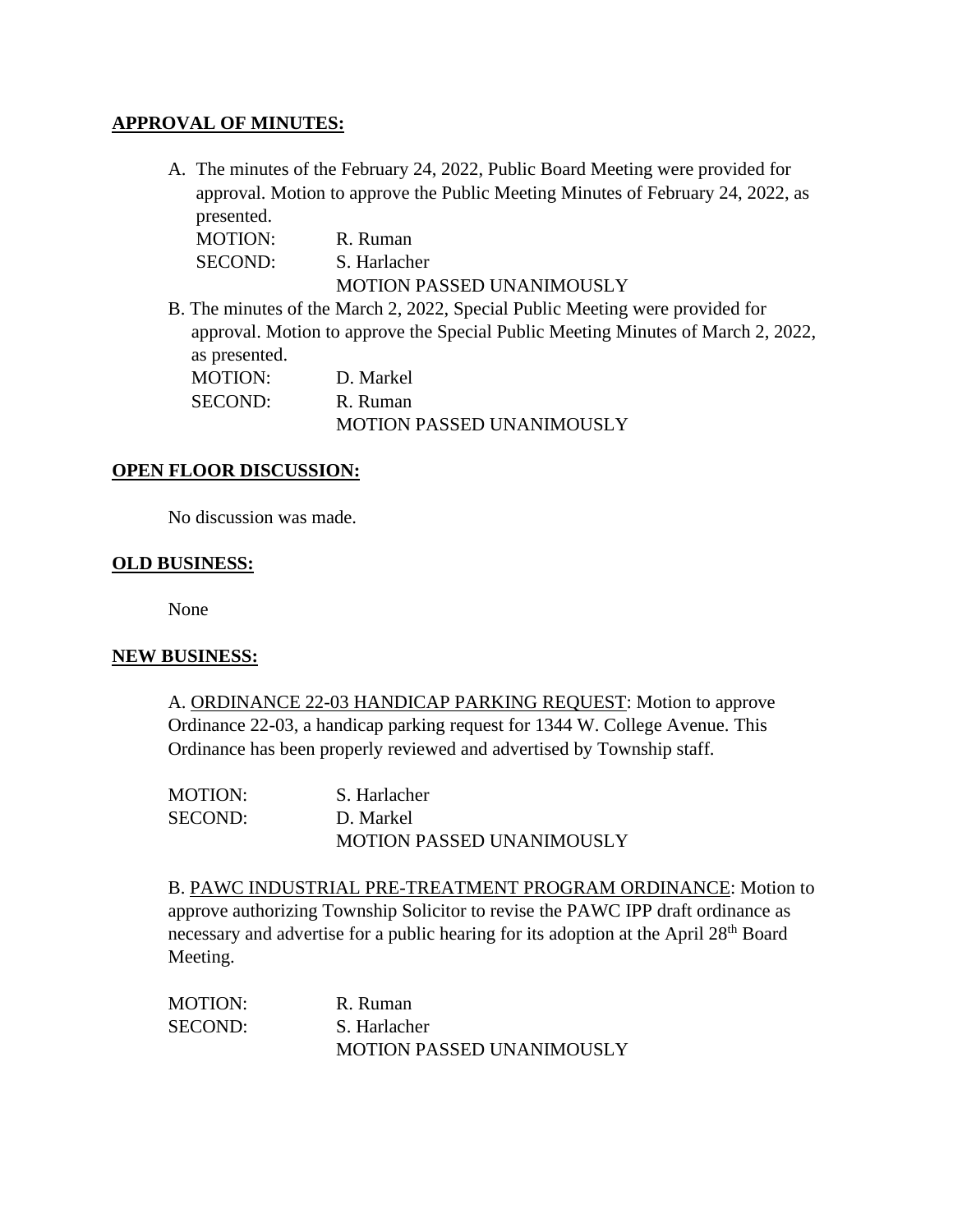**APPROVAL OF MINUTES:**

A. The minutes of the February 24, 2022, Public Board Meeting were provided for approval. Motion to approve the Public Meeting Minutes of February 24, 2022, as presented.

MOTION: R. Ruman
SECOND: S. Harlacher
MOTION PASSED UNANIMOUSLY

B. The minutes of the March 2, 2022, Special Public Meeting were provided for approval. Motion to approve the Special Public Meeting Minutes of March 2, 2022, as presented.

MOTION: D. Markel
SECOND: R. Ruman
MOTION PASSED UNANIMOUSLY

**OPEN FLOOR DISCUSSION:**

No discussion was made.

**OLD BUSINESS:**

None

**NEW BUSINESS:**

A. ORDINANCE 22-03 HANDICAP PARKING REQUEST: Motion to approve Ordinance 22-03, a handicap parking request for 1344 W. College Avenue. This Ordinance has been properly reviewed and advertised by Township staff.

MOTION: S. Harlacher
SECOND: D. Markel
MOTION PASSED UNANIMOUSLY

B. PAWC INDUSTRIAL PRE-TREATMENT PROGRAM ORDINANCE: Motion to approve authorizing Township Solicitor to revise the PAWC IPP draft ordinance as necessary and advertise for a public hearing for its adoption at the April 28th Board Meeting.

MOTION: R. Ruman
SECOND: S. Harlacher
MOTION PASSED UNANIMOUSLY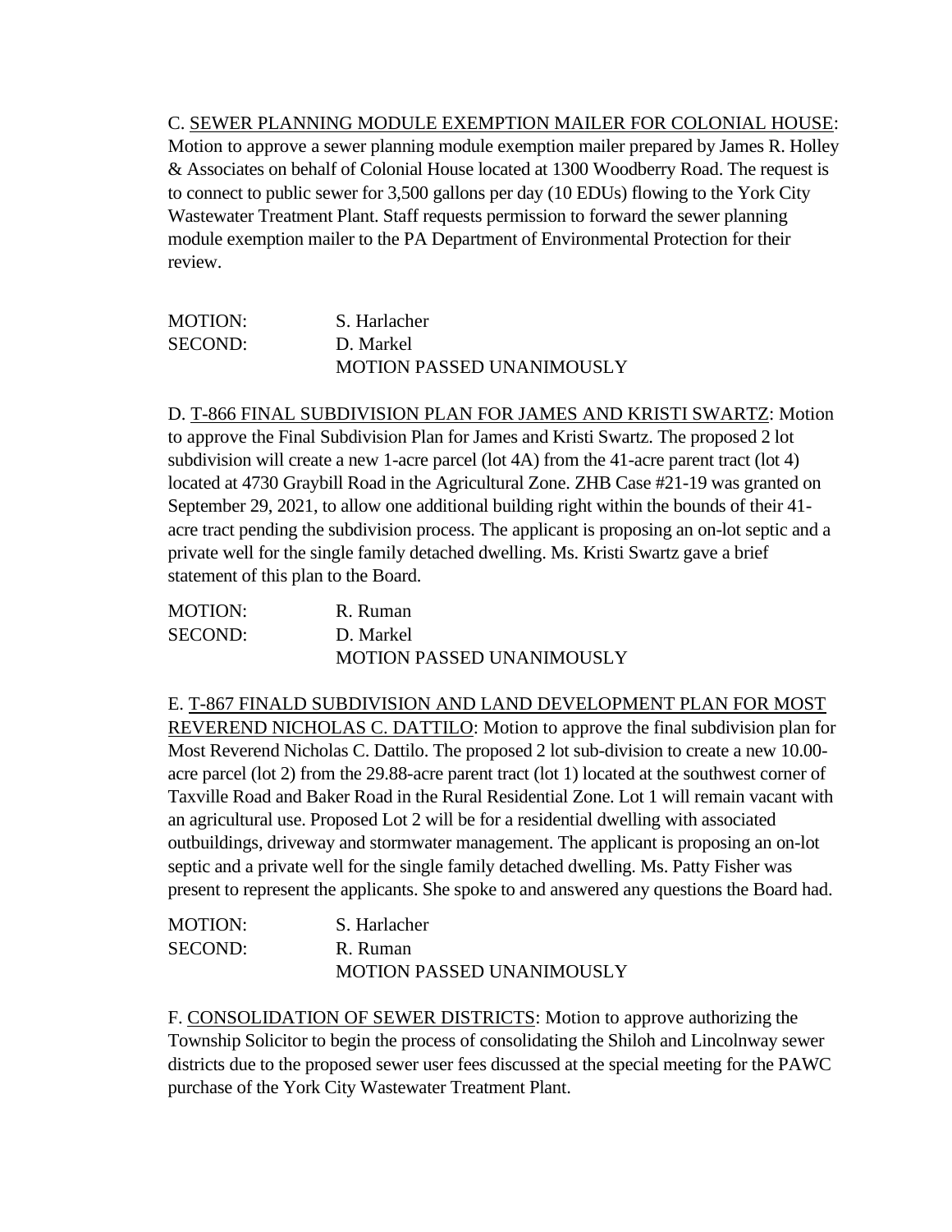C. <u>SEWER PLANNING MODULE EXEMPTION MAILER FOR COLONIAL HOUSE</u>: Motion to approve a sewer planning module exemption mailer prepared by James R. Holley & Associates on behalf of Colonial House located at 1300 Woodberry Road. The request is to connect to public sewer for 3,500 gallons per day (10 EDUs) flowing to the York City Wastewater Treatment Plant. Staff requests permission to forward the sewer planning module exemption mailer to the PA Department of Environmental Protection for their review.

MOTION: S. Harlacher
SECOND: D. Markel
MOTION PASSED UNANIMOUSLY

D. <u>T-866 FINAL SUBDIVISION PLAN FOR JAMES AND KRISTI SWARTZ</u>: Motion to approve the Final Subdivision Plan for James and Kristi Swartz. The proposed 2 lot subdivision will create a new 1-acre parcel (lot 4A) from the 41-acre parent tract (lot 4) located at 4730 Graybill Road in the Agricultural Zone. ZHB Case #21-19 was granted on September 29, 2021, to allow one additional building right within the bounds of their 41-acre tract pending the subdivision process. The applicant is proposing an on-lot septic and a private well for the single family detached dwelling. Ms. Kristi Swartz gave a brief statement of this plan to the Board.

MOTION: R. Ruman
SECOND: D. Markel
MOTION PASSED UNANIMOUSLY

E. <u>T-867 FINALD SUBDIVISION AND LAND DEVELOPMENT PLAN FOR MOST REVEREND NICHOLAS C. DATTILO</u>: Motion to approve the final subdivision plan for Most Reverend Nicholas C. Dattilo. The proposed 2 lot sub-division to create a new 10.00-acre parcel (lot 2) from the 29.88-acre parent tract (lot 1) located at the southwest corner of Taxville Road and Baker Road in the Rural Residential Zone. Lot 1 will remain vacant with an agricultural use. Proposed Lot 2 will be for a residential dwelling with associated outbuildings, driveway and stormwater management. The applicant is proposing an on-lot septic and a private well for the single family detached dwelling. Ms. Patty Fisher was present to represent the applicants. She spoke to and answered any questions the Board had.

MOTION: S. Harlacher
SECOND: R. Ruman
MOTION PASSED UNANIMOUSLY

F. <u>CONSOLIDATION OF SEWER DISTRICTS</u>: Motion to approve authorizing the Township Solicitor to begin the process of consolidating the Shiloh and Lincolnway sewer districts due to the proposed sewer user fees discussed at the special meeting for the PAWC purchase of the York City Wastewater Treatment Plant.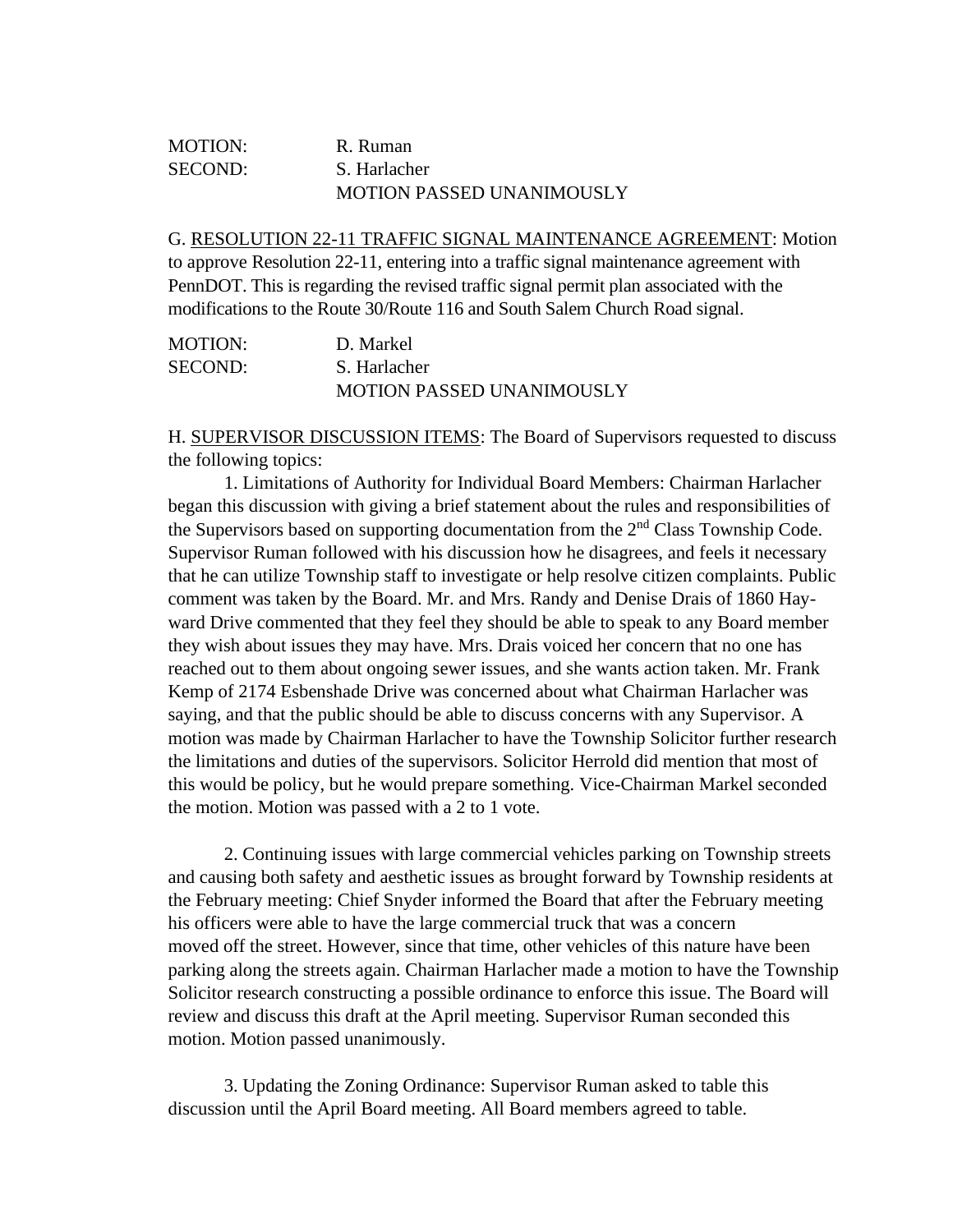MOTION: R. Ruman
SECOND: S. Harlacher
MOTION PASSED UNANIMOUSLY

G. RESOLUTION 22-11 TRAFFIC SIGNAL MAINTENANCE AGREEMENT: Motion to approve Resolution 22-11, entering into a traffic signal maintenance agreement with PennDOT. This is regarding the revised traffic signal permit plan associated with the modifications to the Route 30/Route 116 and South Salem Church Road signal.

MOTION: D. Markel
SECOND: S. Harlacher
MOTION PASSED UNANIMOUSLY

H. SUPERVISOR DISCUSSION ITEMS: The Board of Supervisors requested to discuss the following topics:

1. Limitations of Authority for Individual Board Members: Chairman Harlacher began this discussion with giving a brief statement about the rules and responsibilities of the Supervisors based on supporting documentation from the 2nd Class Township Code. Supervisor Ruman followed with his discussion how he disagrees, and feels it necessary that he can utilize Township staff to investigate or help resolve citizen complaints. Public comment was taken by the Board. Mr. and Mrs. Randy and Denise Drais of 1860 Hayward Drive commented that they feel they should be able to speak to any Board member they wish about issues they may have. Mrs. Drais voiced her concern that no one has reached out to them about ongoing sewer issues, and she wants action taken. Mr. Frank Kemp of 2174 Esbenshade Drive was concerned about what Chairman Harlacher was saying, and that the public should be able to discuss concerns with any Supervisor. A motion was made by Chairman Harlacher to have the Township Solicitor further research the limitations and duties of the supervisors. Solicitor Herrold did mention that most of this would be policy, but he would prepare something. Vice-Chairman Markel seconded the motion. Motion was passed with a 2 to 1 vote.

2. Continuing issues with large commercial vehicles parking on Township streets and causing both safety and aesthetic issues as brought forward by Township residents at the February meeting: Chief Snyder informed the Board that after the February meeting his officers were able to have the large commercial truck that was a concern moved off the street. However, since that time, other vehicles of this nature have been parking along the streets again. Chairman Harlacher made a motion to have the Township Solicitor research constructing a possible ordinance to enforce this issue. The Board will review and discuss this draft at the April meeting. Supervisor Ruman seconded this motion. Motion passed unanimously.

3. Updating the Zoning Ordinance: Supervisor Ruman asked to table this discussion until the April Board meeting. All Board members agreed to table.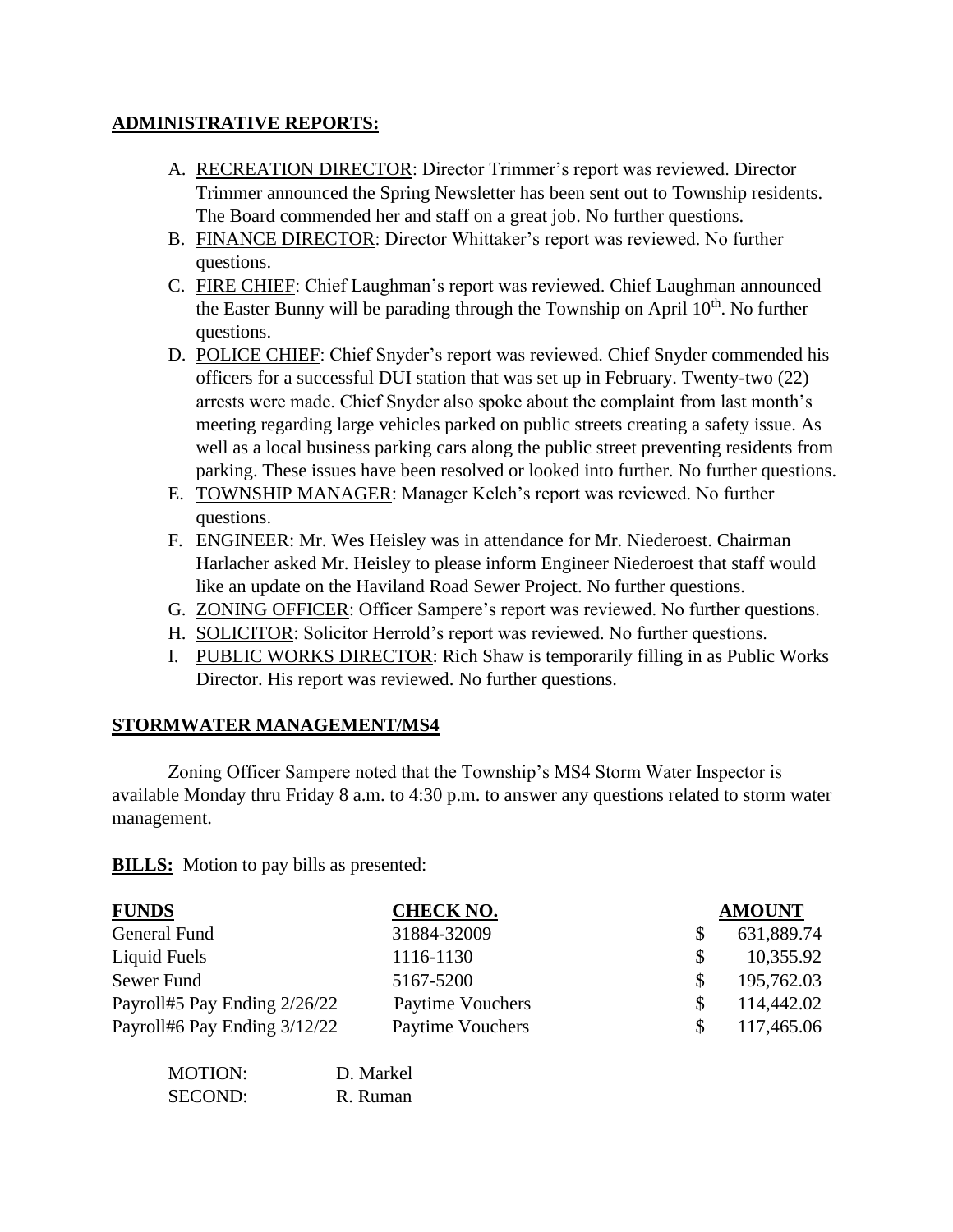**ADMINISTRATIVE REPORTS:**

A. RECREATION DIRECTOR: Director Trimmer's report was reviewed. Director Trimmer announced the Spring Newsletter has been sent out to Township residents. The Board commended her and staff on a great job. No further questions.
B. FINANCE DIRECTOR: Director Whittaker's report was reviewed. No further questions.
C. FIRE CHIEF: Chief Laughman's report was reviewed. Chief Laughman announced the Easter Bunny will be parading through the Township on April 10th. No further questions.
D. POLICE CHIEF: Chief Snyder's report was reviewed. Chief Snyder commended his officers for a successful DUI station that was set up in February. Twenty-two (22) arrests were made. Chief Snyder also spoke about the complaint from last month's meeting regarding large vehicles parked on public streets creating a safety issue. As well as a local business parking cars along the public street preventing residents from parking. These issues have been resolved or looked into further. No further questions.
E. TOWNSHIP MANAGER: Manager Kelch's report was reviewed. No further questions.
F. ENGINEER: Mr. Wes Heisley was in attendance for Mr. Niederoest. Chairman Harlacher asked Mr. Heisley to please inform Engineer Niederoest that staff would like an update on the Haviland Road Sewer Project. No further questions.
G. ZONING OFFICER: Officer Sampere's report was reviewed. No further questions.
H. SOLICITOR: Solicitor Herrold's report was reviewed. No further questions.
I. PUBLIC WORKS DIRECTOR: Rich Shaw is temporarily filling in as Public Works Director. His report was reviewed. No further questions.

**STORMWATER MANAGEMENT/MS4**

Zoning Officer Sampere noted that the Township's MS4 Storm Water Inspector is available Monday thru Friday 8 a.m. to 4:30 p.m. to answer any questions related to storm water management.

**BILLS:** Motion to pay bills as presented:

| FUNDS | CHECK NO. | AMOUNT |
|---|---|---|
| General Fund | 31884-32009 | $ 631,889.74 |
| Liquid Fuels | 1116-1130 | $ 10,355.92 |
| Sewer Fund | 5167-5200 | $ 195,762.03 |
| Payroll#5 Pay Ending 2/26/22 | Paytime Vouchers | $ 114,442.02 |
| Payroll#6 Pay Ending 3/12/22 | Paytime Vouchers | $ 117,465.06 |

MOTION: D. Markel
SECOND: R. Ruman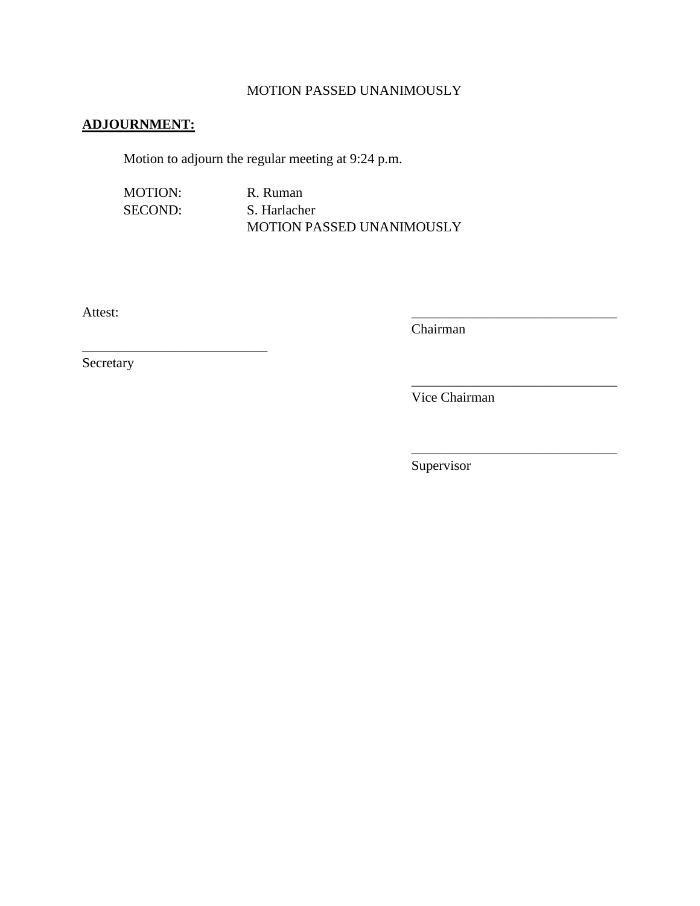MOTION PASSED UNANIMOUSLY

**ADJOURNMENT:**

Motion to adjourn the regular meeting at 9:24 p.m.

MOTION: R. Ruman
SECOND: S. Harlacher
MOTION PASSED UNANIMOUSLY

Attest:

______________________________
Chairman

___________________________
Secretary

______________________________
Vice Chairman

______________________________
Supervisor